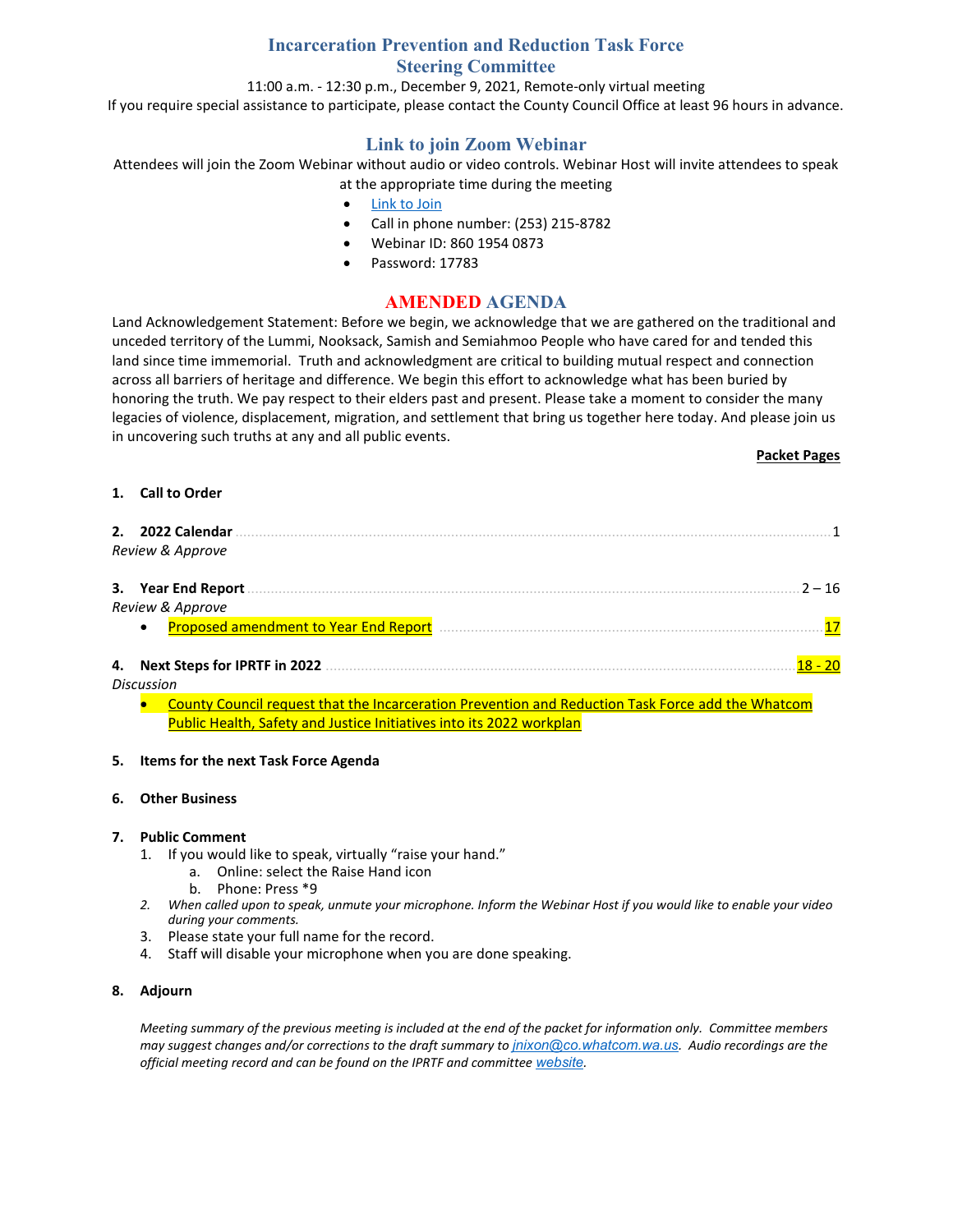# Incarceration Prevention and Reduction Task Force
## Steering Committee

11:00 a.m. - 12:30 p.m., December 9, 2021, Remote-only virtual meeting

If you require special assistance to participate, please contact the County Council Office at least 96 hours in advance.

## Link to join Zoom Webinar

Attendees will join the Zoom Webinar without audio or video controls. Webinar Host will invite attendees to speak at the appropriate time during the meeting

- Link to Join
- Call in phone number: (253) 215-8782
- Webinar ID: 860 1954 0873
- Password: 17783

## AMENDED AGENDA

Land Acknowledgement Statement: Before we begin, we acknowledge that we are gathered on the traditional and unceded territory of the Lummi, Nooksack, Samish and Semiahmoo People who have cared for and tended this land since time immemorial. Truth and acknowledgment are critical to building mutual respect and connection across all barriers of heritage and difference. We begin this effort to acknowledge what has been buried by honoring the truth. We pay respect to their elders past and present. Please take a moment to consider the many legacies of violence, displacement, migration, and settlement that bring us together here today. And please join us in uncovering such truths at any and all public events.

**Packet Pages**

**1. Call to Order**

**2. 2022 Calendar** .......... 1
*Review & Approve*

**3. Year End Report** .......... 2 – 16
*Review & Approve*
- Proposed amendment to Year End Report .......... 17

**4. Next Steps for IPRTF in 2022** .......... 18 - 20
*Discussion*
- County Council request that the Incarceration Prevention and Reduction Task Force add the Whatcom Public Health, Safety and Justice Initiatives into its 2022 workplan

**5. Items for the next Task Force Agenda**

**6. Other Business**

**7. Public Comment**
1. If you would like to speak, virtually "raise your hand."
   a. Online: select the Raise Hand icon
   b. Phone: Press *9
2. *When called upon to speak, unmute your microphone. Inform the Webinar Host if you would like to enable your video during your comments.*
3. Please state your full name for the record.
4. Staff will disable your microphone when you are done speaking.

**8. Adjourn**

*Meeting summary of the previous meeting is included at the end of the packet for information only. Committee members may suggest changes and/or corrections to the draft summary to jnixon@co.whatcom.wa.us. Audio recordings are the official meeting record and can be found on the IPRTF and committee website.*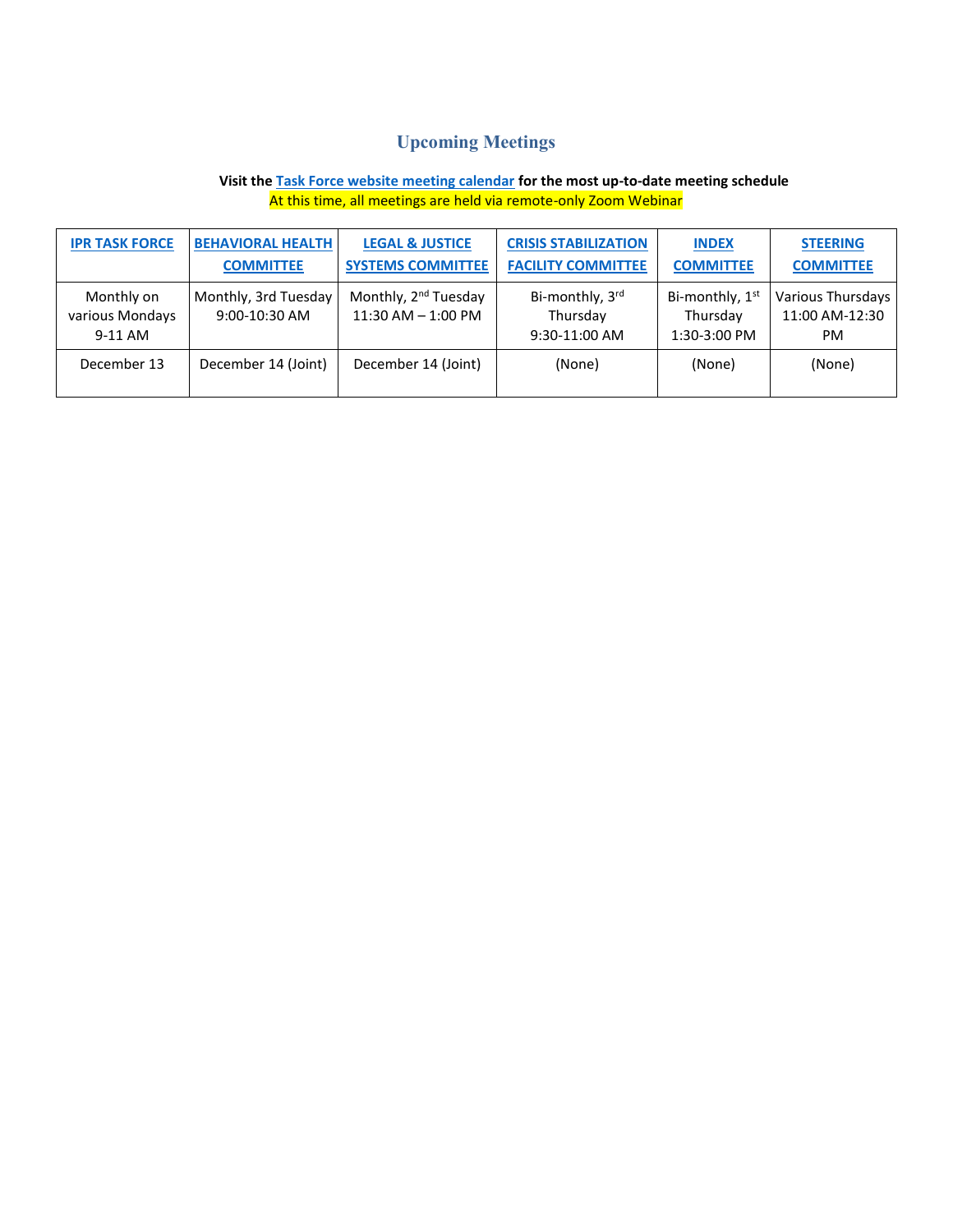## Upcoming Meetings

**Visit the Task Force website meeting calendar for the most up-to-date meeting schedule**

At this time, all meetings are held via remote-only Zoom Webinar

| IPR TASK FORCE | BEHAVIORAL HEALTH COMMITTEE | LEGAL & JUSTICE SYSTEMS COMMITTEE | CRISIS STABILIZATION FACILITY COMMITTEE | INDEX COMMITTEE | STEERING COMMITTEE |
|---|---|---|---|---|---|
| Monthly on various Mondays 9-11 AM | Monthly, 3rd Tuesday 9:00-10:30 AM | Monthly, 2nd Tuesday 11:30 AM – 1:00 PM | Bi-monthly, 3rd Thursday 9:30-11:00 AM | Bi-monthly, 1st Thursday 1:30-3:00 PM | Various Thursdays 11:00 AM-12:30 PM |
| December 13 | December 14 (Joint) | December 14 (Joint) | (None) | (None) | (None) |